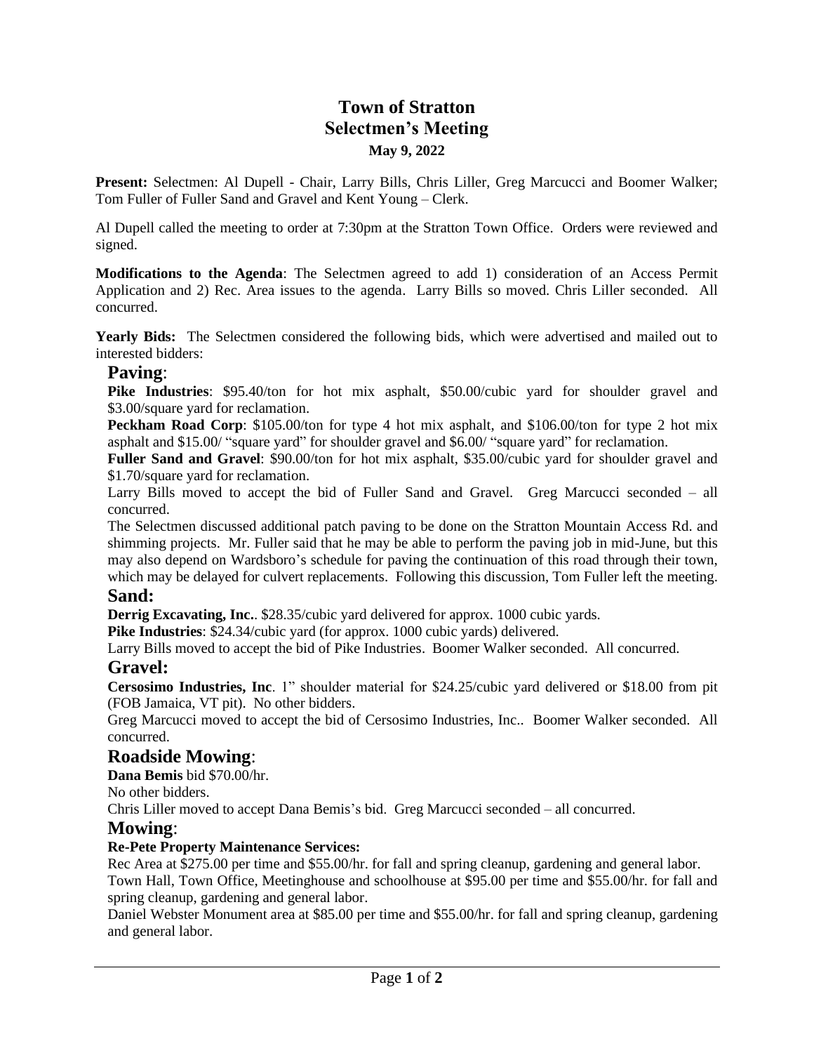# Town of Stratton
# Selectmen's Meeting
### May 9, 2022

**Present:** Selectmen: Al Dupell - Chair, Larry Bills, Chris Liller, Greg Marcucci and Boomer Walker; Tom Fuller of Fuller Sand and Gravel and Kent Young – Clerk.

Al Dupell called the meeting to order at 7:30pm at the Stratton Town Office. Orders were reviewed and signed.

**Modifications to the Agenda**: The Selectmen agreed to add 1) consideration of an Access Permit Application and 2) Rec. Area issues to the agenda. Larry Bills so moved. Chris Liller seconded. All concurred.

**Yearly Bids:** The Selectmen considered the following bids, which were advertised and mailed out to interested bidders:

## Paving:

**Pike Industries**: $95.40/ton for hot mix asphalt, $50.00/cubic yard for shoulder gravel and $3.00/square yard for reclamation.

**Peckham Road Corp**: $105.00/ton for type 4 hot mix asphalt, and $106.00/ton for type 2 hot mix asphalt and $15.00/ "square yard" for shoulder gravel and $6.00/ "square yard" for reclamation.

**Fuller Sand and Gravel**: $90.00/ton for hot mix asphalt, $35.00/cubic yard for shoulder gravel and $1.70/square yard for reclamation.

Larry Bills moved to accept the bid of Fuller Sand and Gravel. Greg Marcucci seconded – all concurred.

The Selectmen discussed additional patch paving to be done on the Stratton Mountain Access Rd. and shimming projects. Mr. Fuller said that he may be able to perform the paving job in mid-June, but this may also depend on Wardsboro's schedule for paving the continuation of this road through their town, which may be delayed for culvert replacements. Following this discussion, Tom Fuller left the meeting.

## Sand:

**Derrig Excavating, Inc.**. $28.35/cubic yard delivered for approx. 1000 cubic yards.

**Pike Industries**: $24.34/cubic yard (for approx. 1000 cubic yards) delivered.

Larry Bills moved to accept the bid of Pike Industries. Boomer Walker seconded. All concurred.

## Gravel:

**Cersosimo Industries, Inc**. 1" shoulder material for $24.25/cubic yard delivered or $18.00 from pit (FOB Jamaica, VT pit). No other bidders.

Greg Marcucci moved to accept the bid of Cersosimo Industries, Inc.. Boomer Walker seconded. All concurred.

## Roadside Mowing:

**Dana Bemis** bid $70.00/hr.

No other bidders.

Chris Liller moved to accept Dana Bemis's bid. Greg Marcucci seconded – all concurred.

## Mowing:

**Re-Pete Property Maintenance Services:**

Rec Area at $275.00 per time and $55.00/hr. for fall and spring cleanup, gardening and general labor.

Town Hall, Town Office, Meetinghouse and schoolhouse at $95.00 per time and $55.00/hr. for fall and spring cleanup, gardening and general labor.

Daniel Webster Monument area at $85.00 per time and $55.00/hr. for fall and spring cleanup, gardening and general labor.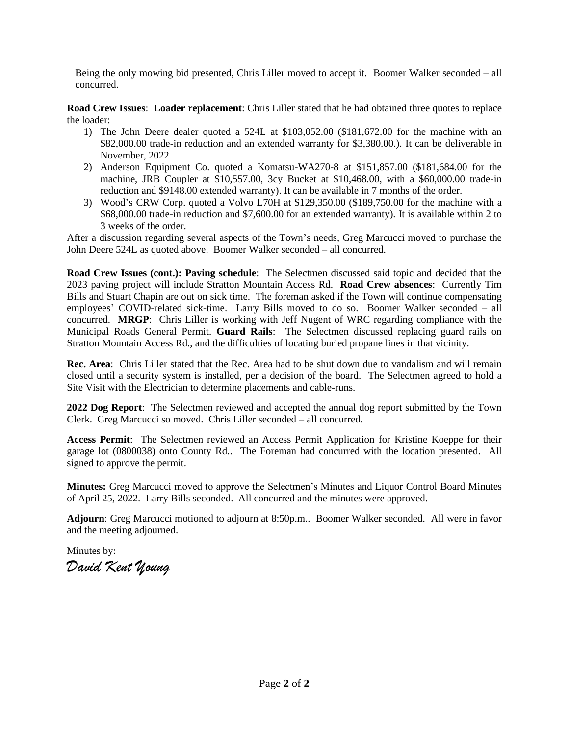Being the only mowing bid presented, Chris Liller moved to accept it. Boomer Walker seconded – all concurred.

**Road Crew Issues**: **Loader replacement**: Chris Liller stated that he had obtained three quotes to replace the loader:

1) The John Deere dealer quoted a 524L at $103,052.00 ($181,672.00 for the machine with an $82,000.00 trade-in reduction and an extended warranty for $3,380.00.). It can be deliverable in November, 2022
2) Anderson Equipment Co. quoted a Komatsu-WA270-8 at $151,857.00 ($181,684.00 for the machine, JRB Coupler at $10,557.00, 3cy Bucket at $10,468.00, with a $60,000.00 trade-in reduction and $9148.00 extended warranty). It can be available in 7 months of the order.
3) Wood's CRW Corp. quoted a Volvo L70H at $129,350.00 ($189,750.00 for the machine with a $68,000.00 trade-in reduction and $7,600.00 for an extended warranty). It is available within 2 to 3 weeks of the order.

After a discussion regarding several aspects of the Town's needs, Greg Marcucci moved to purchase the John Deere 524L as quoted above. Boomer Walker seconded – all concurred.

**Road Crew Issues (cont.): Paving schedule**: The Selectmen discussed said topic and decided that the 2023 paving project will include Stratton Mountain Access Rd. **Road Crew absences**: Currently Tim Bills and Stuart Chapin are out on sick time. The foreman asked if the Town will continue compensating employees' COVID-related sick-time. Larry Bills moved to do so. Boomer Walker seconded – all concurred. **MRGP**: Chris Liller is working with Jeff Nugent of WRC regarding compliance with the Municipal Roads General Permit. **Guard Rails**: The Selectmen discussed replacing guard rails on Stratton Mountain Access Rd., and the difficulties of locating buried propane lines in that vicinity.

**Rec. Area**: Chris Liller stated that the Rec. Area had to be shut down due to vandalism and will remain closed until a security system is installed, per a decision of the board. The Selectmen agreed to hold a Site Visit with the Electrician to determine placements and cable-runs.

**2022 Dog Report**: The Selectmen reviewed and accepted the annual dog report submitted by the Town Clerk. Greg Marcucci so moved. Chris Liller seconded – all concurred.

**Access Permit**: The Selectmen reviewed an Access Permit Application for Kristine Koeppe for their garage lot (0800038) onto County Rd.. The Foreman had concurred with the location presented. All signed to approve the permit.

**Minutes:** Greg Marcucci moved to approve the Selectmen's Minutes and Liquor Control Board Minutes of April 25, 2022. Larry Bills seconded. All concurred and the minutes were approved.

**Adjourn**: Greg Marcucci motioned to adjourn at 8:50p.m.. Boomer Walker seconded. All were in favor and the meeting adjourned.

Minutes by:

*David Kent Young*